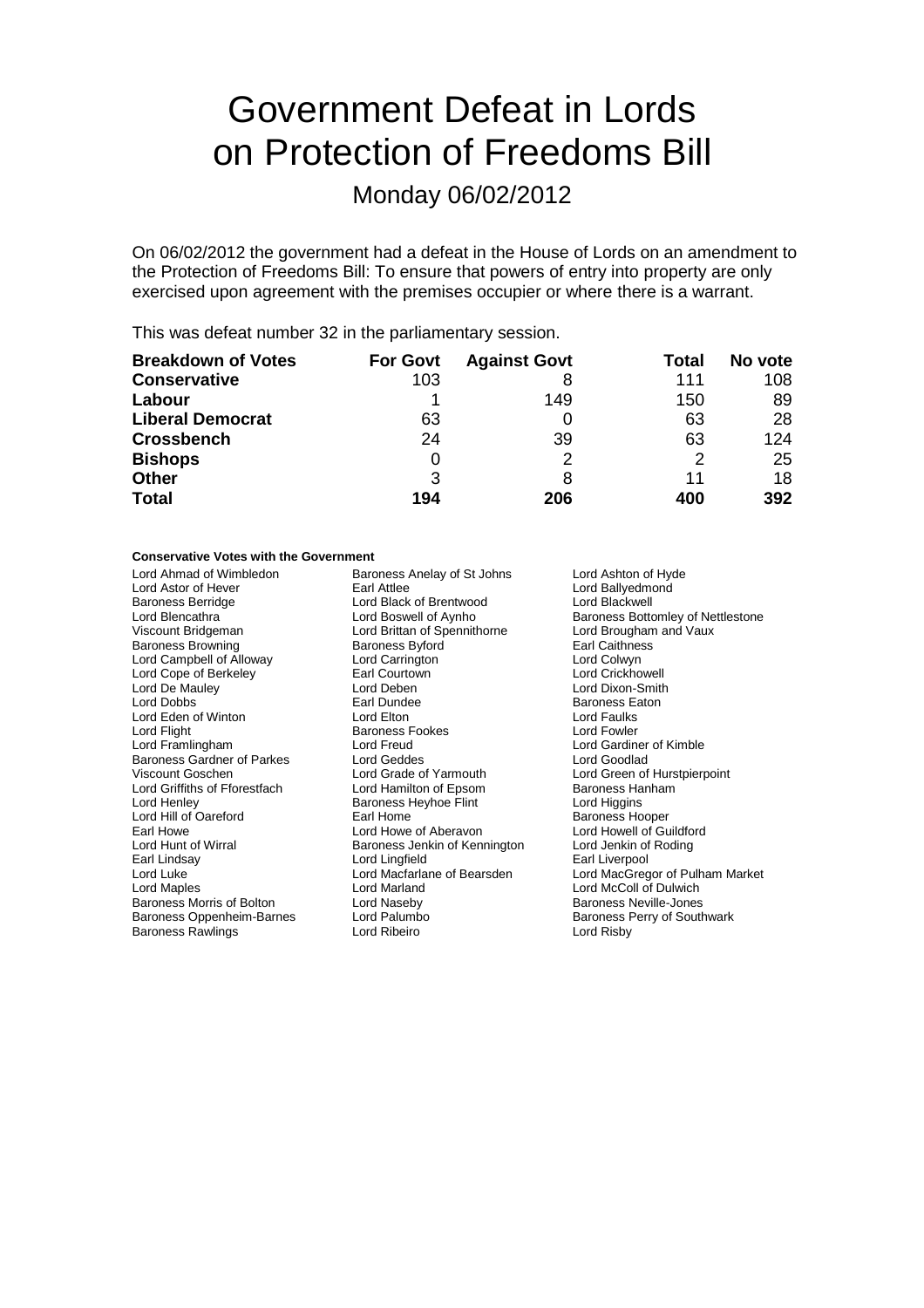# Government Defeat in Lords on Protection of Freedoms Bill

## Monday 06/02/2012

On 06/02/2012 the government had a defeat in the House of Lords on an amendment to the Protection of Freedoms Bill: To ensure that powers of entry into property are only exercised upon agreement with the premises occupier or where there is a warrant.

This was defeat number 32 in the parliamentary session.

| Breakdown of Votes | For Govt | Against Govt | Total | No vote |
|---|---|---|---|---|
| **Conservative** | 103 | 8 | 111 | 108 |
| **Labour** | 1 | 149 | 150 | 89 |
| **Liberal Democrat** | 63 | 0 | 63 | 28 |
| **Crossbench** | 24 | 39 | 63 | 124 |
| **Bishops** | 0 | 2 | 2 | 25 |
| **Other** | 3 | 8 | 11 | 18 |
| **Total** | **194** | **206** | **400** | **392** |

**Conservative Votes with the Government**

Lord Ahmad of Wimbledon
Baroness Anelay of St Johns
Lord Ashton of Hyde
Lord Astor of Hever
Earl Attlee
Lord Ballyedmond
Baroness Berridge
Lord Black of Brentwood
Lord Blackwell
Lord Blencathra
Lord Boswell of Aynho
Baroness Bottomley of Nettlestone
Viscount Bridgeman
Lord Brittan of Spennithorne
Lord Brougham and Vaux
Baroness Browning
Baroness Byford
Earl Caithness
Lord Campbell of Alloway
Lord Carrington
Lord Colwyn
Lord Cope of Berkeley
Earl Courtown
Lord Crickhowell
Lord De Mauley
Lord Deben
Lord Dixon-Smith
Lord Dobbs
Earl Dundee
Baroness Eaton
Lord Eden of Winton
Lord Elton
Lord Faulks
Lord Flight
Baroness Fookes
Lord Fowler
Lord Framlingham
Lord Freud
Lord Gardiner of Kimble
Baroness Gardner of Parkes
Lord Geddes
Lord Goodlad
Viscount Goschen
Lord Grade of Yarmouth
Lord Green of Hurstpierpoint
Lord Griffiths of Fforestfach
Lord Hamilton of Epsom
Baroness Hanham
Lord Henley
Baroness Heyhoe Flint
Lord Higgins
Lord Hill of Oareford
Earl Home
Baroness Hooper
Earl Howe
Lord Howe of Aberavon
Lord Howell of Guildford
Lord Hunt of Wirral
Baroness Jenkin of Kennington
Lord Jenkin of Roding
Earl Lindsay
Lord Lingfield
Earl Liverpool
Lord Luke
Lord Macfarlane of Bearsden
Lord MacGregor of Pulham Market
Lord Maples
Lord Marland
Lord McColl of Dulwich
Baroness Morris of Bolton
Lord Naseby
Baroness Neville-Jones
Baroness Oppenheim-Barnes
Lord Palumbo
Baroness Perry of Southwark
Baroness Rawlings
Lord Ribeiro
Lord Risby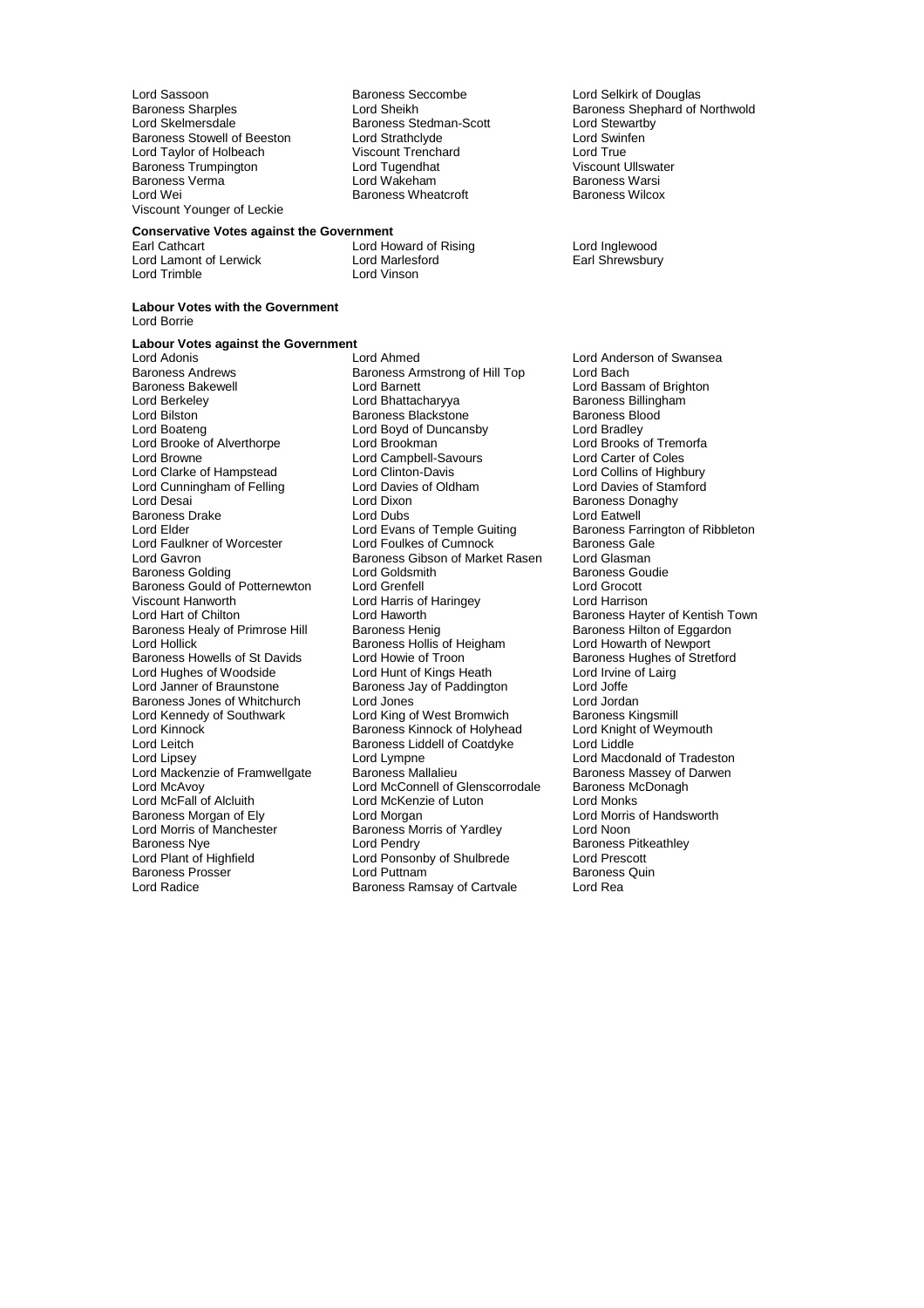Lord Sassoon
Baroness Seccombe
Lord Selkirk of Douglas
Baroness Sharples
Lord Sheikh
Baroness Shephard of Northwold
Lord Skelmersdale
Baroness Stedman-Scott
Lord Stewartby
Baroness Stowell of Beeston
Lord Strathclyde
Lord Swinfen
Lord Taylor of Holbeach
Viscount Trenchard
Lord True
Baroness Trumpington
Lord Tugendhat
Viscount Ullswater
Baroness Verma
Lord Wakeham
Baroness Warsi
Lord Wei
Baroness Wheatcroft
Baroness Wilcox
Viscount Younger of Leckie

**Conservative Votes against the Government**

Earl Cathcart
Lord Howard of Rising
Lord Inglewood
Lord Lamont of Lerwick
Lord Marlesford
Earl Shrewsbury
Lord Trimble
Lord Vinson

**Labour Votes with the Government**

Lord Borrie

**Labour Votes against the Government**

Lord Adonis
Lord Ahmed
Lord Anderson of Swansea
Baroness Andrews
Baroness Armstrong of Hill Top
Lord Bach
Baroness Bakewell
Lord Barnett
Lord Bassam of Brighton
Lord Berkeley
Lord Bhattacharyya
Baroness Billingham
Lord Bilston
Baroness Blackstone
Baroness Blood
Lord Boateng
Lord Boyd of Duncansby
Lord Bradley
Lord Brooke of Alverthorpe
Lord Brookman
Lord Brooks of Tremorfa
Lord Browne
Lord Campbell-Savours
Lord Carter of Coles
Lord Clarke of Hampstead
Lord Clinton-Davis
Lord Collins of Highbury
Lord Cunningham of Felling
Lord Davies of Oldham
Lord Davies of Stamford
Lord Desai
Lord Dixon
Baroness Donaghy
Baroness Drake
Lord Dubs
Lord Eatwell
Lord Elder
Lord Evans of Temple Guiting
Baroness Farrington of Ribbleton
Lord Faulkner of Worcester
Lord Foulkes of Cumnock
Baroness Gale
Lord Gavron
Baroness Gibson of Market Rasen
Lord Glasman
Baroness Golding
Lord Goldsmith
Baroness Goudie
Baroness Gould of Potternewton
Lord Grenfell
Lord Grocott
Viscount Hanworth
Lord Harris of Haringey
Lord Harrison
Lord Hart of Chilton
Lord Haworth
Baroness Hayter of Kentish Town
Baroness Healy of Primrose Hill
Baroness Henig
Baroness Hilton of Eggardon
Lord Hollick
Baroness Hollis of Heigham
Lord Howarth of Newport
Baroness Howells of St Davids
Lord Howie of Troon
Baroness Hughes of Stretford
Lord Hughes of Woodside
Lord Hunt of Kings Heath
Lord Irvine of Lairg
Lord Janner of Braunstone
Baroness Jay of Paddington
Lord Joffe
Baroness Jones of Whitchurch
Lord Jones
Lord Jordan
Lord Kennedy of Southwark
Lord King of West Bromwich
Baroness Kingsmill
Lord Kinnock
Baroness Kinnock of Holyhead
Lord Knight of Weymouth
Lord Leitch
Baroness Liddell of Coatdyke
Lord Liddle
Lord Lipsey
Lord Lympne
Lord Macdonald of Tradeston
Lord Mackenzie of Framwellgate
Baroness Mallalieu
Baroness Massey of Darwen
Lord McAvoy
Lord McConnell of Glenscorrodale
Baroness McDonagh
Lord McFall of Alcluith
Lord McKenzie of Luton
Lord Monks
Baroness Morgan of Ely
Lord Morgan
Lord Morris of Handsworth
Lord Morris of Manchester
Baroness Morris of Yardley
Lord Noon
Baroness Nye
Lord Pendry
Baroness Pitkeathley
Lord Plant of Highfield
Lord Ponsonby of Shulbrede
Lord Prescott
Baroness Prosser
Lord Puttnam
Baroness Quin
Lord Radice
Baroness Ramsay of Cartvale
Lord Rea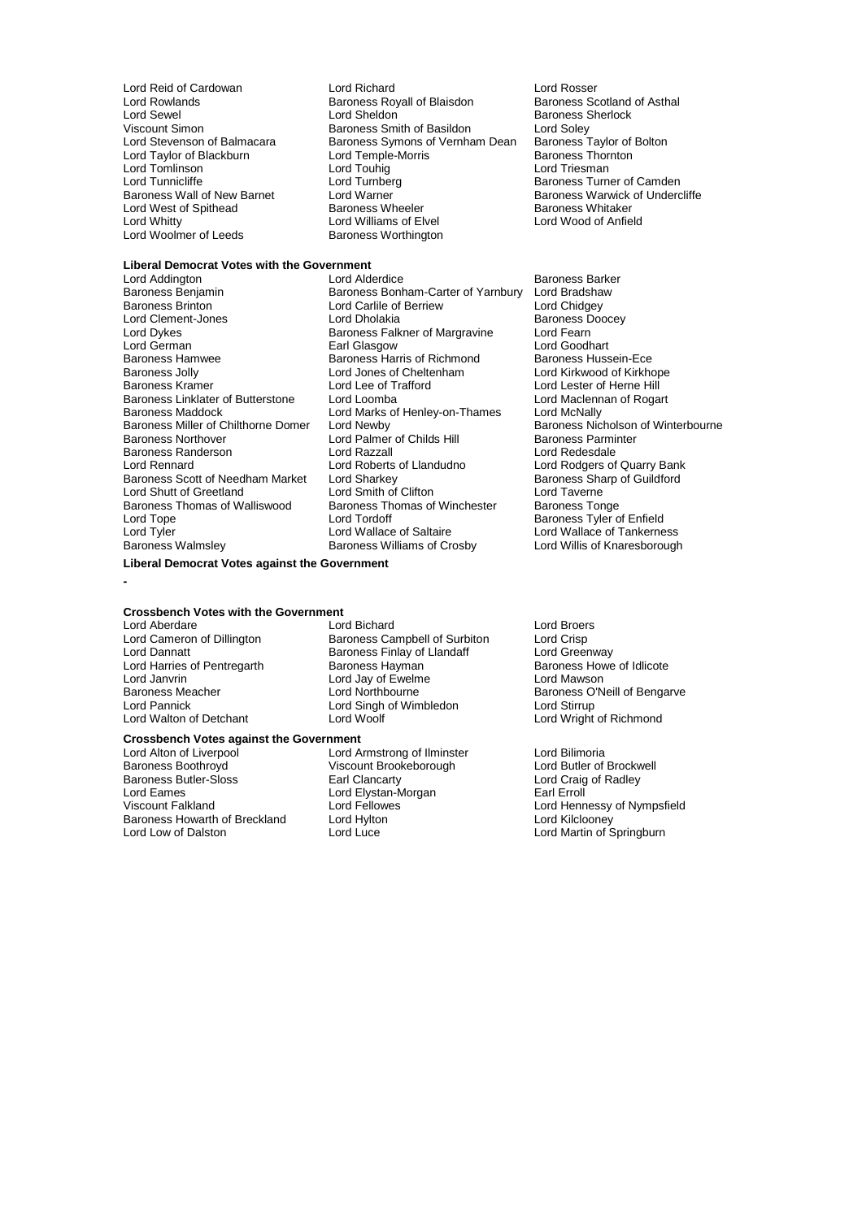Lord Reid of Cardowan
Lord Richard
Lord Rosser
Lord Rowlands
Baroness Royall of Blaisdon
Baroness Scotland of Asthal
Lord Sewel
Lord Sheldon
Baroness Sherlock
Viscount Simon
Baroness Smith of Basildon
Lord Soley
Lord Stevenson of Balmacara
Baroness Symons of Vernham Dean
Baroness Taylor of Bolton
Lord Taylor of Blackburn
Lord Temple-Morris
Baroness Thornton
Lord Tomlinson
Lord Touhig
Lord Triesman
Lord Tunnicliffe
Lord Turnberg
Baroness Turner of Camden
Baroness Wall of New Barnet
Lord Warner
Baroness Warwick of Undercliffe
Lord West of Spithead
Baroness Wheeler
Baroness Whitaker
Lord Whitty
Lord Williams of Elvel
Lord Wood of Anfield
Lord Woolmer of Leeds
Baroness Worthington

**Liberal Democrat Votes with the Government**

Lord Addington
Lord Alderdice
Baroness Barker
Baroness Benjamin
Baroness Bonham-Carter of Yarnbury
Lord Bradshaw
Baroness Brinton
Lord Carlile of Berriew
Lord Chidgey
Lord Clement-Jones
Lord Dholakia
Baroness Doocey
Lord Dykes
Baroness Falkner of Margravine
Lord Fearn
Lord German
Earl Glasgow
Lord Goodhart
Baroness Hamwee
Baroness Harris of Richmond
Baroness Hussein-Ece
Baroness Jolly
Lord Jones of Cheltenham
Lord Kirkwood of Kirkhope
Baroness Kramer
Lord Lee of Trafford
Lord Lester of Herne Hill
Baroness Linklater of Butterstone
Lord Loomba
Lord Maclennan of Rogart
Baroness Maddock
Lord Marks of Henley-on-Thames
Lord McNally
Baroness Miller of Chilthorne Domer
Lord Newby
Baroness Nicholson of Winterbourne
Baroness Northover
Lord Palmer of Childs Hill
Baroness Parminter
Baroness Randerson
Lord Razzall
Lord Redesdale
Lord Rennard
Lord Roberts of Llandudno
Lord Rodgers of Quarry Bank
Baroness Scott of Needham Market
Lord Sharkey
Baroness Sharp of Guildford
Lord Shutt of Greetland
Lord Smith of Clifton
Lord Taverne
Baroness Thomas of Walliswood
Baroness Thomas of Winchester
Baroness Tonge
Lord Tope
Lord Tordoff
Baroness Tyler of Enfield
Lord Tyler
Lord Wallace of Saltaire
Lord Wallace of Tankerness
Baroness Walmsley
Baroness Williams of Crosby
Lord Willis of Knaresborough

**Liberal Democrat Votes against the Government**

-

**Crossbench Votes with the Government**

Lord Aberdare
Lord Bichard
Lord Broers
Lord Cameron of Dillington
Baroness Campbell of Surbiton
Lord Crisp
Lord Dannatt
Baroness Finlay of Llandaff
Lord Greenway
Lord Harries of Pentregarth
Baroness Hayman
Baroness Howe of Idlicote
Lord Janvrin
Lord Jay of Ewelme
Lord Mawson
Baroness Meacher
Lord Northbourne
Baroness O'Neill of Bengarve
Lord Pannick
Lord Singh of Wimbledon
Lord Stirrup
Lord Walton of Detchant
Lord Woolf
Lord Wright of Richmond

**Crossbench Votes against the Government**

Lord Alton of Liverpool
Lord Armstrong of Ilminster
Lord Bilimoria
Baroness Boothroyd
Viscount Brookeborough
Lord Butler of Brockwell
Baroness Butler-Sloss
Earl Clancarty
Lord Craig of Radley
Lord Eames
Lord Elystan-Morgan
Earl Erroll
Viscount Falkland
Lord Fellowes
Lord Hennessy of Nympsfield
Baroness Howarth of Breckland
Lord Hylton
Lord Kilclooney
Lord Low of Dalston
Lord Luce
Lord Martin of Springburn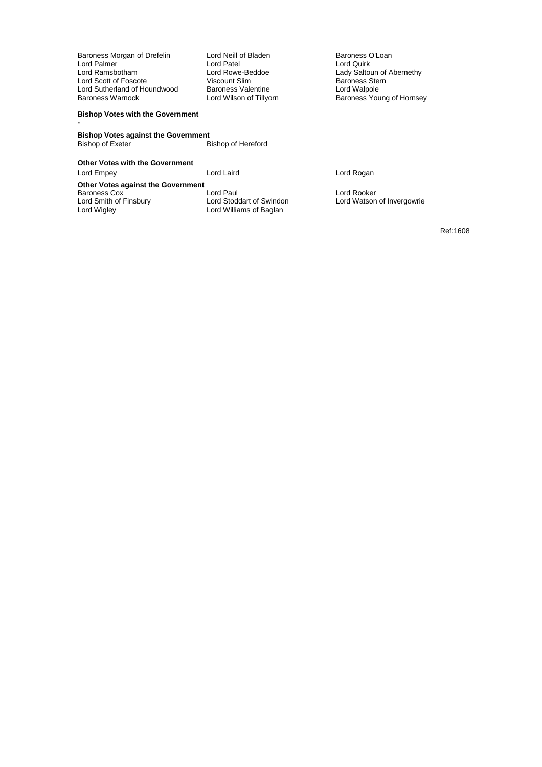Baroness Morgan of Drefelin
Lord Neill of Bladen
Baroness O'Loan
Lord Palmer
Lord Patel
Lord Quirk
Lord Ramsbotham
Lord Rowe-Beddoe
Lady Saltoun of Abernethy
Lord Scott of Foscote
Viscount Slim
Baroness Stern
Lord Sutherland of Houndwood
Baroness Valentine
Lord Walpole
Baroness Warnock
Lord Wilson of Tillyorn
Baroness Young of Hornsey

**Bishop Votes with the Government**

-

**Bishop Votes against the Government**

Bishop of Exeter
Bishop of Hereford

**Other Votes with the Government**

Lord Empey
Lord Laird
Lord Rogan

**Other Votes against the Government**

Baroness Cox
Lord Paul
Lord Rooker
Lord Smith of Finsbury
Lord Stoddart of Swindon
Lord Watson of Invergowrie
Lord Wigley
Lord Williams of Baglan

Ref:1608